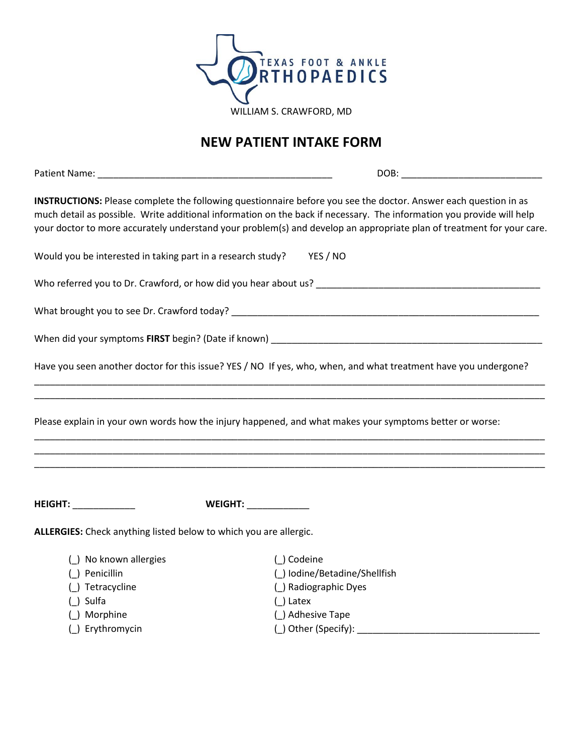TEXAS FOOT & ANKLE ORTHOPAEDICS

WILLIAM S. CRAWFORD, MD

# NEW PATIENT INTAKE FORM

Patient Name: _____________________________________________ DOB: ___________________________

**INSTRUCTIONS:** Please complete the following questionnaire before you see the doctor. Answer each question in as much detail as possible. Write additional information on the back if necessary. The information you provide will help your doctor to more accurately understand your problem(s) and develop an appropriate plan of treatment for your care.

Would you be interested in taking part in a research study? YES / NO

Who referred you to Dr. Crawford, or how did you hear about us? ___________________________________________

What brought you to see Dr. Crawford today? ___________________________________________________________

When did your symptoms **FIRST** begin? (Date if known) ____________________________________________________

Have you seen another doctor for this issue? YES / NO If yes, who, when, and what treatment have you undergone?

_______________________________________________________________________________________________

_______________________________________________________________________________________________

Please explain in your own words how the injury happened, and what makes your symptoms better or worse:

_______________________________________________________________________________________________

_______________________________________________________________________________________________

_______________________________________________________________________________________________

**HEIGHT:** ____________ **WEIGHT:** ____________

**ALLERGIES:** Check anything listed below to which you are allergic.

- (_) No known allergies
- (_) Penicillin
- (_) Tetracycline
- (_) Sulfa
- (_) Morphine
- (_) Erythromycin
- (_) Codeine
- (_) Iodine/Betadine/Shellfish
- (_) Radiographic Dyes
- (_) Latex
- (_) Adhesive Tape
- (_) Other (Specify): ___________________________________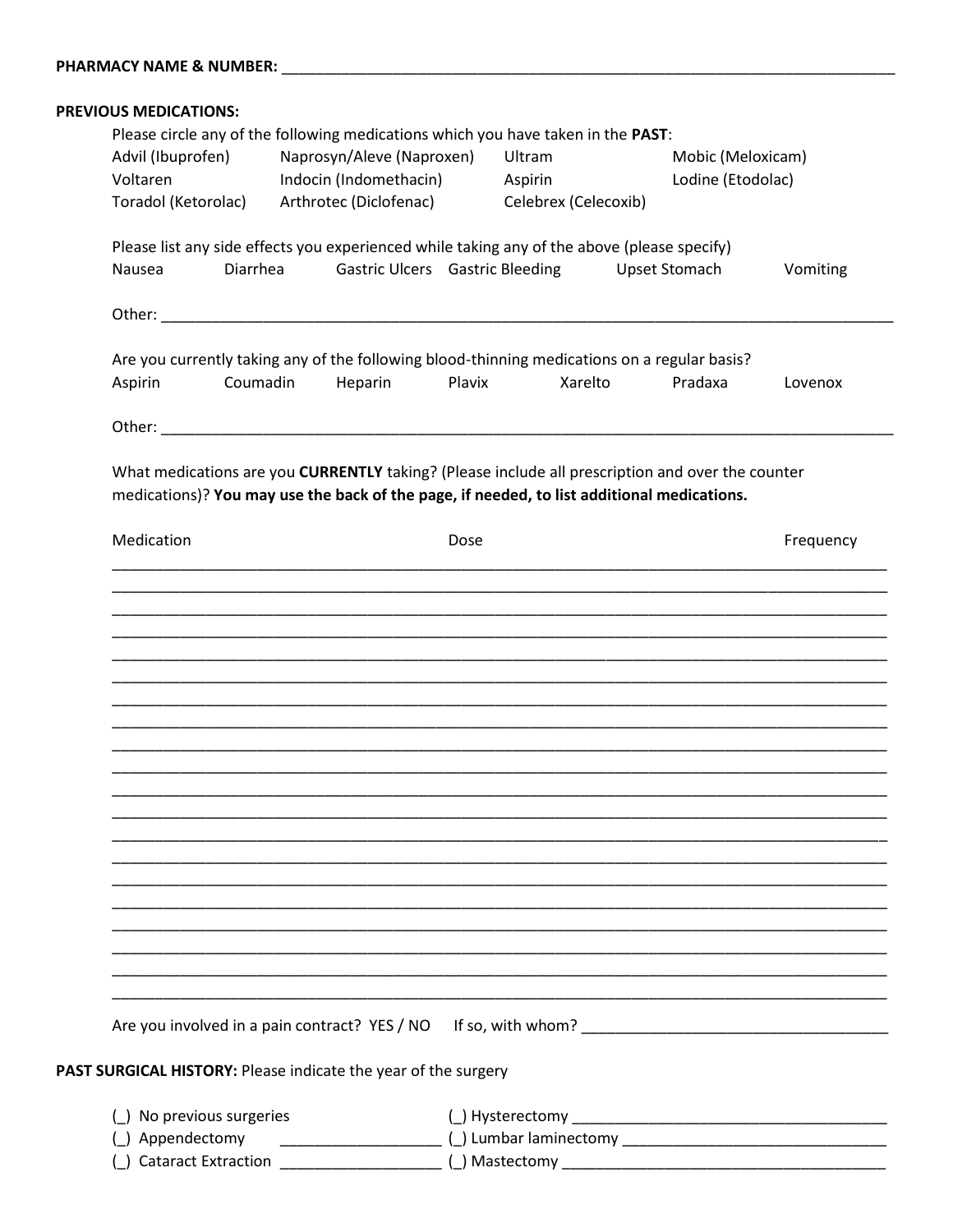**PHARMACY NAME & NUMBER:** ___________________________________________________________________________

**PREVIOUS MEDICATIONS:**

Please circle any of the following medications which you have taken in the **PAST**:

| | | | |
|---|---|---|---|
| Advil (Ibuprofen) | Naprosyn/Aleve (Naproxen) | Ultram | Mobic (Meloxicam) |
| Voltaren | Indocin (Indomethacin) | Aspirin | Lodine (Etodolac) |
| Toradol (Ketorolac) | Arthrotec (Diclofenac) | Celebrex (Celecoxib) | |

Please list any side effects you experienced while taking any of the above (please specify)

Nausea    Diarrhea    Gastric Ulcers    Gastric Bleeding    Upset Stomach    Vomiting

Other: ___________________________________________________________________________

Are you currently taking any of the following blood-thinning medications on a regular basis?

Aspirin    Coumadin    Heparin    Plavix    Xarelto    Pradaxa    Lovenox

Other: ___________________________________________________________________________

What medications are you **CURRENTLY** taking? (Please include all prescription and over the counter medications)? **You may use the back of the page, if needed, to list additional medications.**

| Medication | Dose | Frequency |
|---|---|---|
| | | |
| | | |
| | | |
| | | |
| | | |
| | | |
| | | |
| | | |
| | | |
| | | |
| | | |
| | | |
| | | |
| | | |
| | | |
| | | |
| | | |
| | | |
| | | |
| | | |

Are you involved in a pain contract? YES / NO    If so, with whom? ___________________________________

**PAST SURGICAL HISTORY:** Please indicate the year of the surgery

(_) No previous surgeries

(_) Appendectomy ___________________

(_) Cataract Extraction ___________________

(_) Hysterectomy ___________________________________

(_) Lumbar laminectomy ______________________________

(_) Mastectomy _____________________________________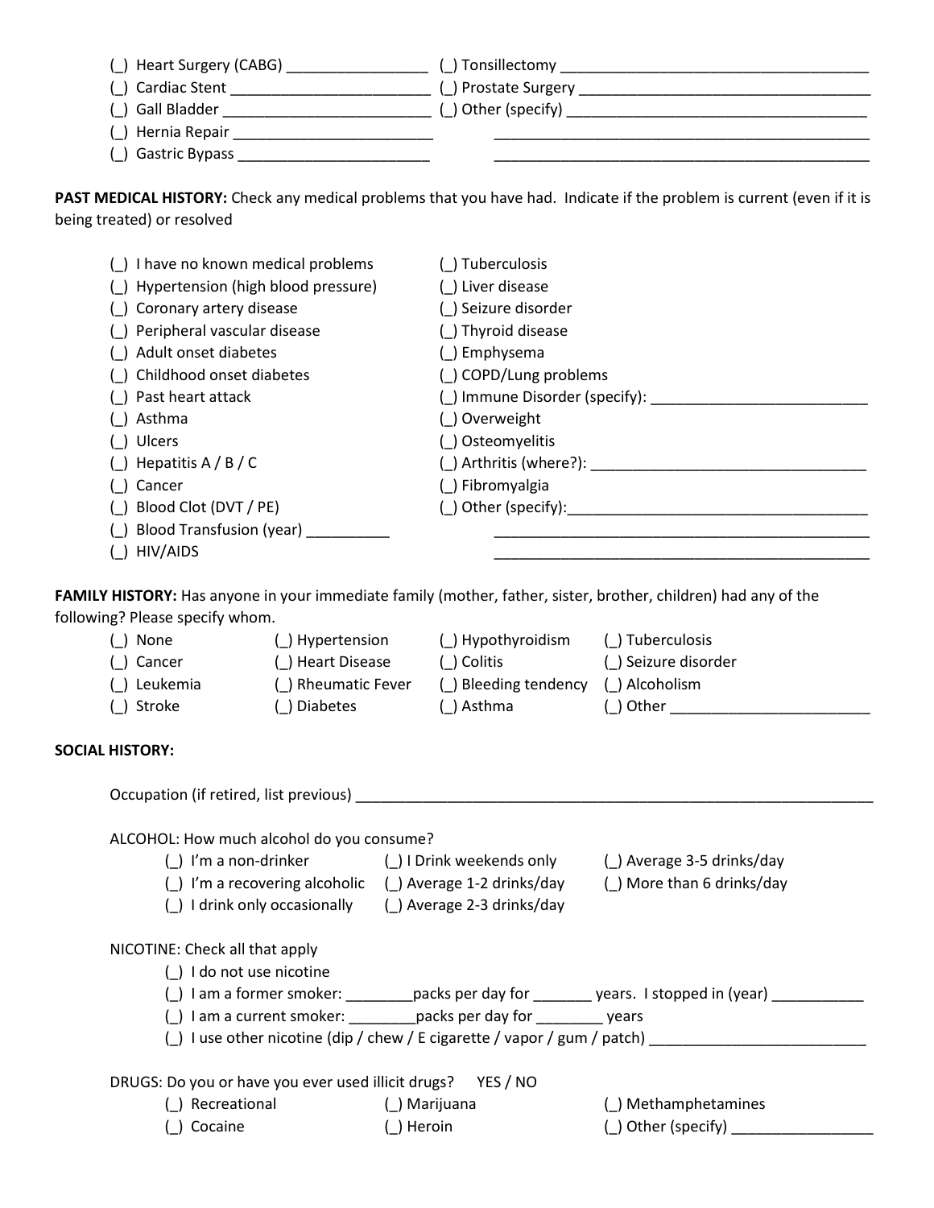(_) Heart Surgery (CABG) _________________ (_) Tonsillectomy _____________________________________
(_) Cardiac Stent ________________________ (_) Prostate Surgery ___________________________________
(_) Gall Bladder _________________________ (_) Other (specify) ____________________________________
(_) Hernia Repair ________________________ _______________________________________________
(_) Gastric Bypass _______________________ _______________________________________________

**PAST MEDICAL HISTORY:** Check any medical problems that you have had. Indicate if the problem is current (even if it is being treated) or resolved

(_) I have no known medical problems
(_) Hypertension (high blood pressure)
(_) Coronary artery disease
(_) Peripheral vascular disease
(_) Adult onset diabetes
(_) Childhood onset diabetes
(_) Past heart attack
(_) Asthma
(_) Ulcers
(_) Hepatitis A / B / C
(_) Cancer
(_) Blood Clot (DVT / PE)
(_) Blood Transfusion (year) __________
(_) HIV/AIDS
(_) Tuberculosis
(_) Liver disease
(_) Seizure disorder
(_) Thyroid disease
(_) Emphysema
(_) COPD/Lung problems
(_) Immune Disorder (specify): _________________________
(_) Overweight
(_) Osteomyelitis
(_) Arthritis (where?): _________________________________
(_) Fibromyalgia
(_) Other (specify):____________________________________
_______________________________________________
_______________________________________________

**FAMILY HISTORY:** Has anyone in your immediate family (mother, father, sister, brother, children) had any of the following? Please specify whom.

(_) None
(_) Cancer
(_) Leukemia
(_) Stroke
(_) Hypertension
(_) Heart Disease
(_) Rheumatic Fever
(_) Diabetes
(_) Hypothyroidism
(_) Colitis
(_) Bleeding tendency
(_) Asthma
(_) Tuberculosis
(_) Seizure disorder
(_) Alcoholism
(_) Other ________________________

**SOCIAL HISTORY:**

Occupation (if retired, list previous) _______________________________________________________________

ALCOHOL: How much alcohol do you consume?

(_) I'm a non-drinker
(_) I'm a recovering alcoholic
(_) I drink only occasionally
(_) I Drink weekends only
(_) Average 1-2 drinks/day
(_) Average 2-3 drinks/day
(_) Average 3-5 drinks/day
(_) More than 6 drinks/day

NICOTINE: Check all that apply

(_) I do not use nicotine
(_) I am a former smoker: ________packs per day for _______ years. I stopped in (year) ___________
(_) I am a current smoker: ________packs per day for ________ years
(_) I use other nicotine (dip / chew / E cigarette / vapor / gum / patch) _________________________

DRUGS: Do you or have you ever used illicit drugs? YES / NO

(_) Recreational
(_) Cocaine
(_) Marijuana
(_) Heroin
(_) Methamphetamines
(_) Other (specify) _________________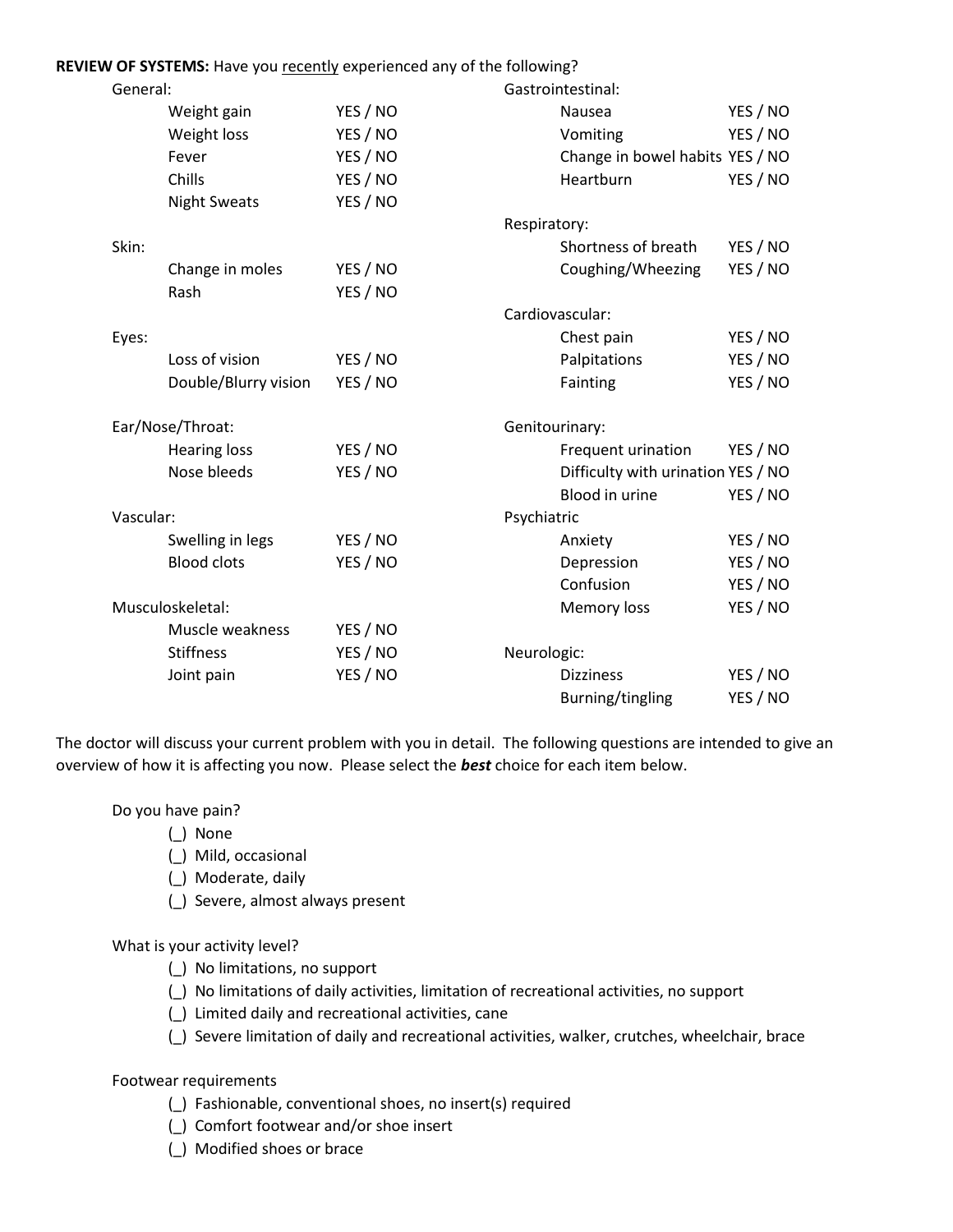**REVIEW OF SYSTEMS:** Have you <u>recently</u> experienced any of the following?

General:

| | |
|---|---|
| Weight gain | YES / NO |
| Weight loss | YES / NO |
| Fever | YES / NO |
| Chills | YES / NO |
| Night Sweats | YES / NO |

Skin:

| | |
|---|---|
| Change in moles | YES / NO |
| Rash | YES / NO |

Eyes:

| | |
|---|---|
| Loss of vision | YES / NO |
| Double/Blurry vision | YES / NO |

Ear/Nose/Throat:

| | |
|---|---|
| Hearing loss | YES / NO |
| Nose bleeds | YES / NO |

Vascular:

| | |
|---|---|
| Swelling in legs | YES / NO |
| Blood clots | YES / NO |

Musculoskeletal:

| | |
|---|---|
| Muscle weakness | YES / NO |
| Stiffness | YES / NO |
| Joint pain | YES / NO |

Gastrointestinal:

| | |
|---|---|
| Nausea | YES / NO |
| Vomiting | YES / NO |
| Change in bowel habits | YES / NO |
| Heartburn | YES / NO |

Respiratory:

| | |
|---|---|
| Shortness of breath | YES / NO |
| Coughing/Wheezing | YES / NO |

Cardiovascular:

| | |
|---|---|
| Chest pain | YES / NO |
| Palpitations | YES / NO |
| Fainting | YES / NO |

Genitourinary:

| | |
|---|---|
| Frequent urination | YES / NO |
| Difficulty with urination | YES / NO |
| Blood in urine | YES / NO |

Psychiatric

| | |
|---|---|
| Anxiety | YES / NO |
| Depression | YES / NO |
| Confusion | YES / NO |
| Memory loss | YES / NO |

Neurologic:

| | |
|---|---|
| Dizziness | YES / NO |
| Burning/tingling | YES / NO |

The doctor will discuss your current problem with you in detail. The following questions are intended to give an overview of how it is affecting you now. Please select the ***best*** choice for each item below.

Do you have pain?

- (_) None
- (_) Mild, occasional
- (_) Moderate, daily
- (_) Severe, almost always present

What is your activity level?

- (_) No limitations, no support
- (_) No limitations of daily activities, limitation of recreational activities, no support
- (_) Limited daily and recreational activities, cane
- (_) Severe limitation of daily and recreational activities, walker, crutches, wheelchair, brace

Footwear requirements

- (_) Fashionable, conventional shoes, no insert(s) required
- (_) Comfort footwear and/or shoe insert
- (_) Modified shoes or brace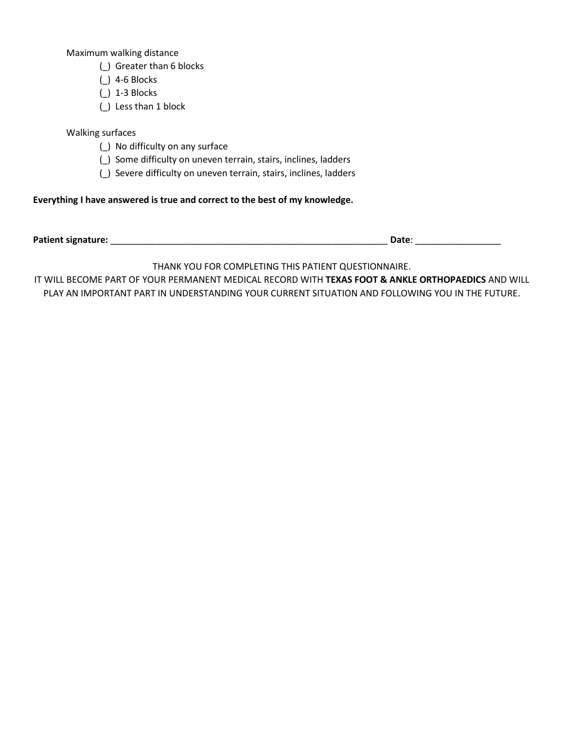Maximum walking distance

- (_) Greater than 6 blocks
- (_) 4-6 Blocks
- (_) 1-3 Blocks
- (_) Less than 1 block

Walking surfaces

- (_) No difficulty on any surface
- (_) Some difficulty on uneven terrain, stairs, inclines, ladders
- (_) Severe difficulty on uneven terrain, stairs, inclines, ladders

**Everything I have answered is true and correct to the best of my knowledge.**

**Patient signature:** ________________________________________________________ **Date**: _________________

THANK YOU FOR COMPLETING THIS PATIENT QUESTIONNAIRE.
IT WILL BECOME PART OF YOUR PERMANENT MEDICAL RECORD WITH **TEXAS FOOT & ANKLE ORTHOPAEDICS** AND WILL PLAY AN IMPORTANT PART IN UNDERSTANDING YOUR CURRENT SITUATION AND FOLLOWING YOU IN THE FUTURE.